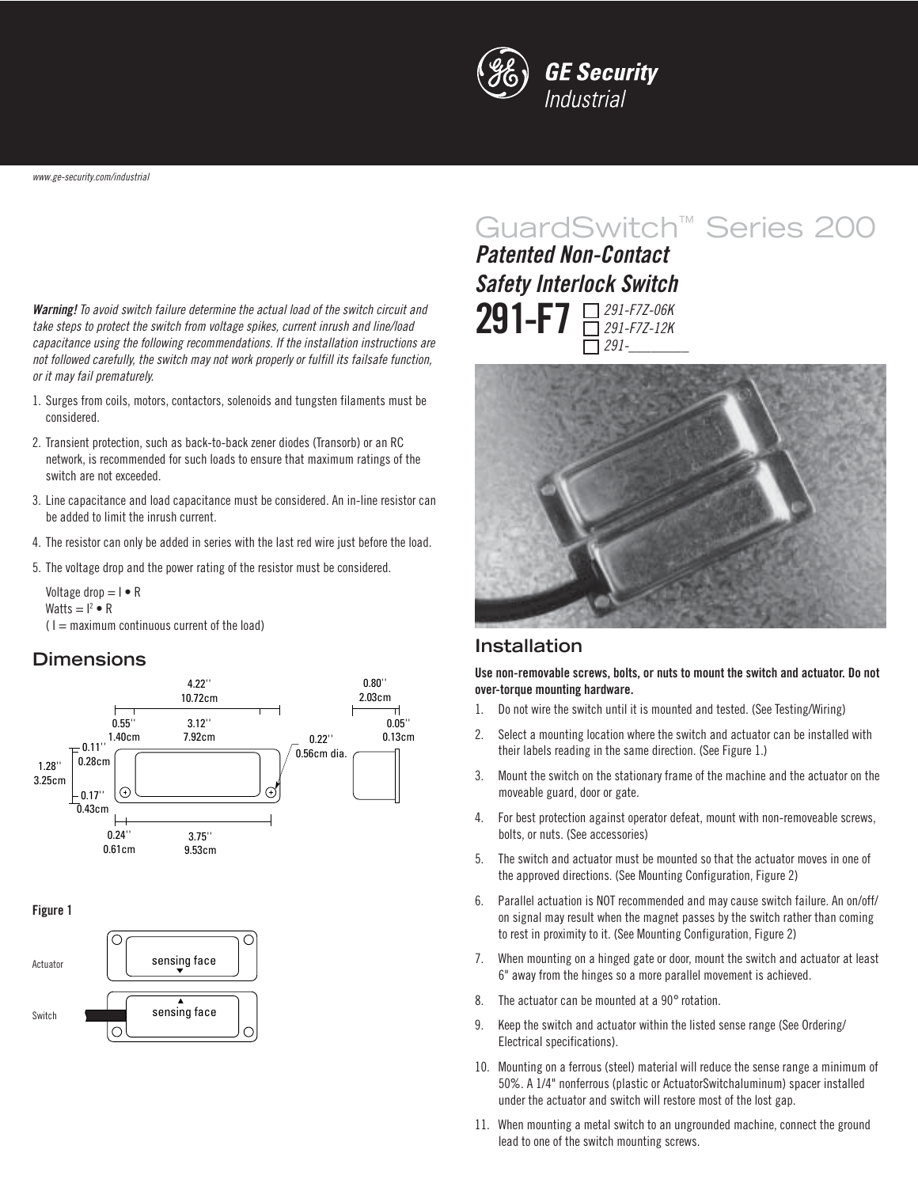GE Security
Industrial

www.ge-security.com/industrial

# GuardSwitch™ Series 200

## *Patented Non-Contact Safety Interlock Switch*

## 291-F7

- ☐ *291-F7Z-06K*
- ☐ *291-F7Z-12K*
- ☐ *291-________*

***Warning!*** *To avoid switch failure determine the actual load of the switch circuit and take steps to protect the switch from voltage spikes, current inrush and line/load capacitance using the following recommendations. If the installation instructions are not followed carefully, the switch may not work properly or fulfill its failsafe function, or it may fail prematurely.*

1. Surges from coils, motors, contactors, solenoids and tungsten filaments must be considered.
2. Transient protection, such as back-to-back zener diodes (Transorb) or an RC network, is recommended for such loads to ensure that maximum ratings of the switch are not exceeded.
3. Line capacitance and load capacitance must be considered. An in-line resistor can be added to limit the inrush current.
4. The resistor can only be added in series with the last red wire just before the load.
5. The voltage drop and the power rating of the resistor must be considered.

   Voltage drop = $I \bullet R$
   Watts = $I^2 \bullet R$
   ( I = maximum continuous current of the load)

## Dimensions

4.22'' 10.72cm; 0.55'' 1.40cm; 3.12'' 7.92cm; 0.11'' 0.28cm; 1.28'' 3.25cm; 0.17'' 0.43cm; 0.22'' 0.56cm dia.; 0.24'' 0.61cm; 3.75'' 9.53cm; 0.80'' 2.03cm; 0.05'' 0.13cm

**Figure 1**

Actuator — sensing face

Switch — sensing face

## Installation

**Use non-removable screws, bolts, or nuts to mount the switch and actuator. Do not over-torque mounting hardware.**

1. Do not wire the switch until it is mounted and tested. (See Testing/Wiring)
2. Select a mounting location where the switch and actuator can be installed with their labels reading in the same direction. (See Figure 1.)
3. Mount the switch on the stationary frame of the machine and the actuator on the moveable guard, door or gate.
4. For best protection against operator defeat, mount with non-removeable screws, bolts, or nuts. (See accessories)
5. The switch and actuator must be mounted so that the actuator moves in one of the approved directions. (See Mounting Configuration, Figure 2)
6. Parallel actuation is NOT recommended and may cause switch failure. An on/off/on signal may result when the magnet passes by the switch rather than coming to rest in proximity to it. (See Mounting Configuration, Figure 2)
7. When mounting on a hinged gate or door, mount the switch and actuator at least 6" away from the hinges so a more parallel movement is achieved.
8. The actuator can be mounted at a 90° rotation.
9. Keep the switch and actuator within the listed sense range (See Ordering/Electrical specifications).
10. Mounting on a ferrous (steel) material will reduce the sense range a minimum of 50%. A 1/4" nonferrous (plastic or ActuatorSwitchaluminum) spacer installed under the actuator and switch will restore most of the lost gap.
11. When mounting a metal switch to an ungrounded machine, connect the ground lead to one of the switch mounting screws.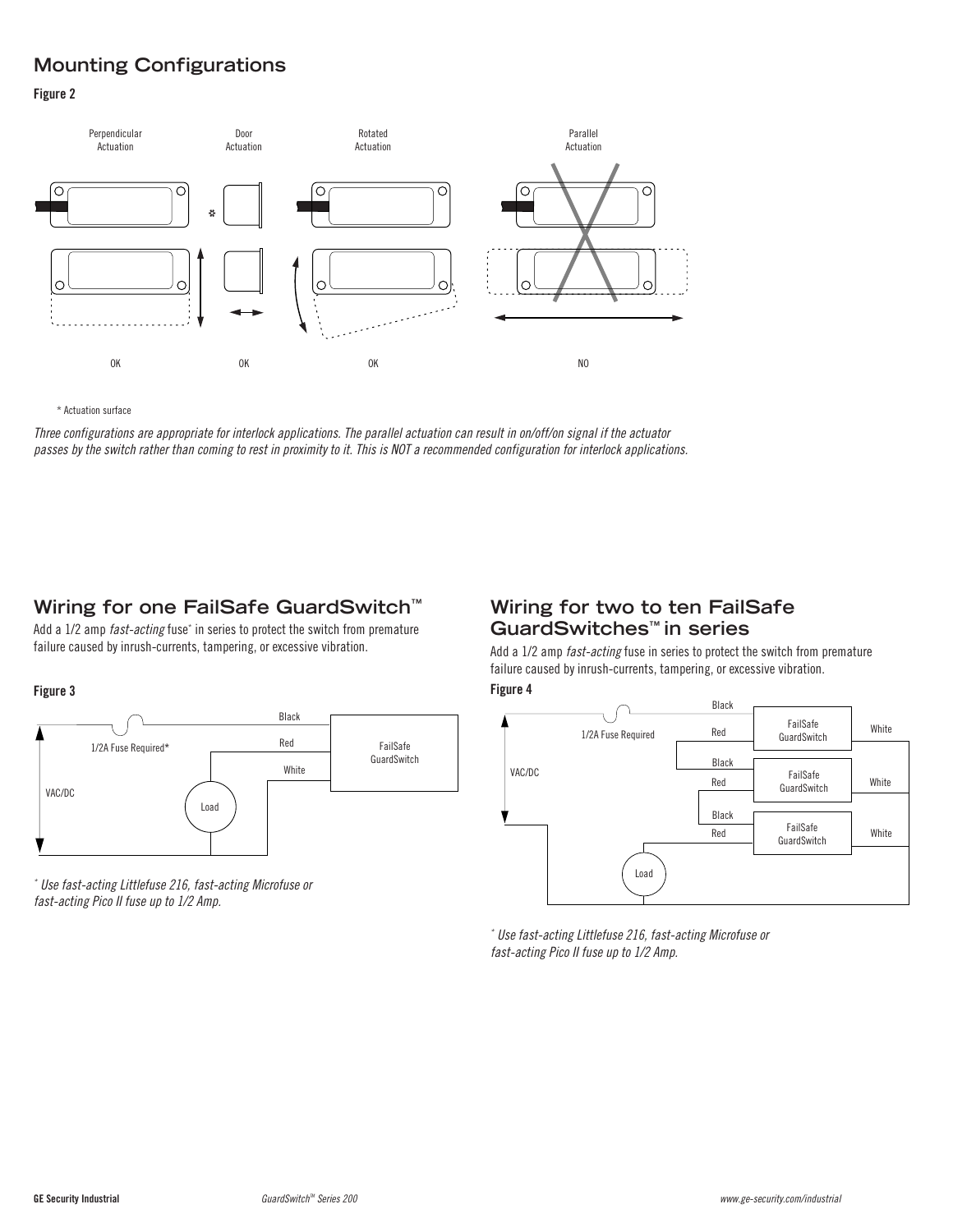## Mounting Configurations

**Figure 2**

Perpendicular Actuation — OK

Door Actuation — OK

Rotated Actuation — OK

Parallel Actuation — NO

\* Actuation surface

*Three configurations are appropriate for interlock applications. The parallel actuation can result in on/off/on signal if the actuator passes by the switch rather than coming to rest in proximity to it. This is NOT a recommended configuration for interlock applications.*

## Wiring for one FailSafe GuardSwitch™

Add a 1/2 amp *fast-acting* fuse* in series to protect the switch from premature failure caused by inrush-currents, tampering, or excessive vibration.

**Figure 3**

1/2A Fuse Required*

VAC/DC

Load

Black

Red

White

FailSafe GuardSwitch

*\* Use fast-acting Littlefuse 216, fast-acting Microfuse or fast-acting Pico II fuse up to 1/2 Amp.*

## Wiring for two to ten FailSafe GuardSwitches™ in series

Add a 1/2 amp *fast-acting* fuse in series to protect the switch from premature failure caused by inrush-currents, tampering, or excessive vibration.

**Figure 4**

1/2A Fuse Required

VAC/DC

Load

Black

Red

White

FailSafe GuardSwitch

*\* Use fast-acting Littlefuse 216, fast-acting Microfuse or fast-acting Pico II fuse up to 1/2 Amp.*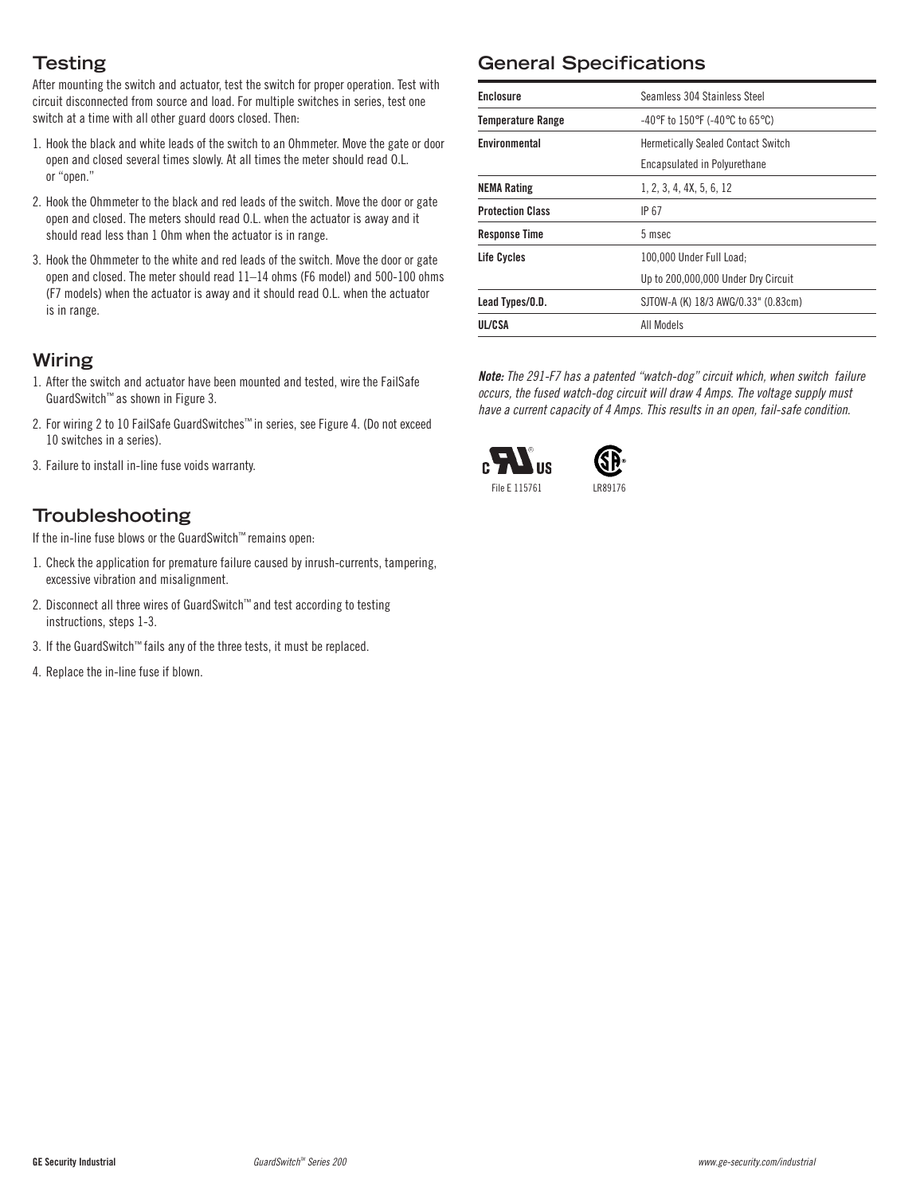## Testing

After mounting the switch and actuator, test the switch for proper operation. Test with circuit disconnected from source and load. For multiple switches in series, test one switch at a time with all other guard doors closed. Then:

1. Hook the black and white leads of the switch to an Ohmmeter. Move the gate or door open and closed several times slowly. At all times the meter should read O.L. or “open.”
2. Hook the Ohmmeter to the black and red leads of the switch. Move the door or gate open and closed. The meters should read O.L. when the actuator is away and it should read less than 1 Ohm when the actuator is in range.
3. Hook the Ohmmeter to the white and red leads of the switch. Move the door or gate open and closed. The meter should read 11–14 ohms (F6 model) and 500-100 ohms (F7 models) when the actuator is away and it should read O.L. when the actuator is in range.

## Wiring

1. After the switch and actuator have been mounted and tested, wire the FailSafe GuardSwitch™ as shown in Figure 3.
2. For wiring 2 to 10 FailSafe GuardSwitches™ in series, see Figure 4. (Do not exceed 10 switches in a series).
3. Failure to install in-line fuse voids warranty.

## Troubleshooting

If the in-line fuse blows or the GuardSwitch™ remains open:

1. Check the application for premature failure caused by inrush-currents, tampering, excessive vibration and misalignment.
2. Disconnect all three wires of GuardSwitch™ and test according to testing instructions, steps 1-3.
3. If the GuardSwitch™ fails any of the three tests, it must be replaced.
4. Replace the in-line fuse if blown.

## General Specifications

| | |
|---|---|
| **Enclosure** | Seamless 304 Stainless Steel |
| **Temperature Range** | -40°F to 150°F (-40°C to 65°C) |
| **Environmental** | Hermetically Sealed Contact Switch<br>Encapsulated in Polyurethane |
| **NEMA Rating** | 1, 2, 3, 4, 4X, 5, 6, 12 |
| **Protection Class** | IP 67 |
| **Response Time** | 5 msec |
| **Life Cycles** | 100,000 Under Full Load;<br>Up to 200,000,000 Under Dry Circuit |
| **Lead Types/O.D.** | SJTOW-A (K) 18/3 AWG/0.33" (0.83cm) |
| **UL/CSA** | All Models |

***Note:*** *The 291-F7 has a patented “watch-dog” circuit which, when switch failure occurs, the fused watch-dog circuit will draw 4 Amps. The voltage supply must have a current capacity of 4 Amps. This results in an open, fail-safe condition.*

File E 115761

LR89176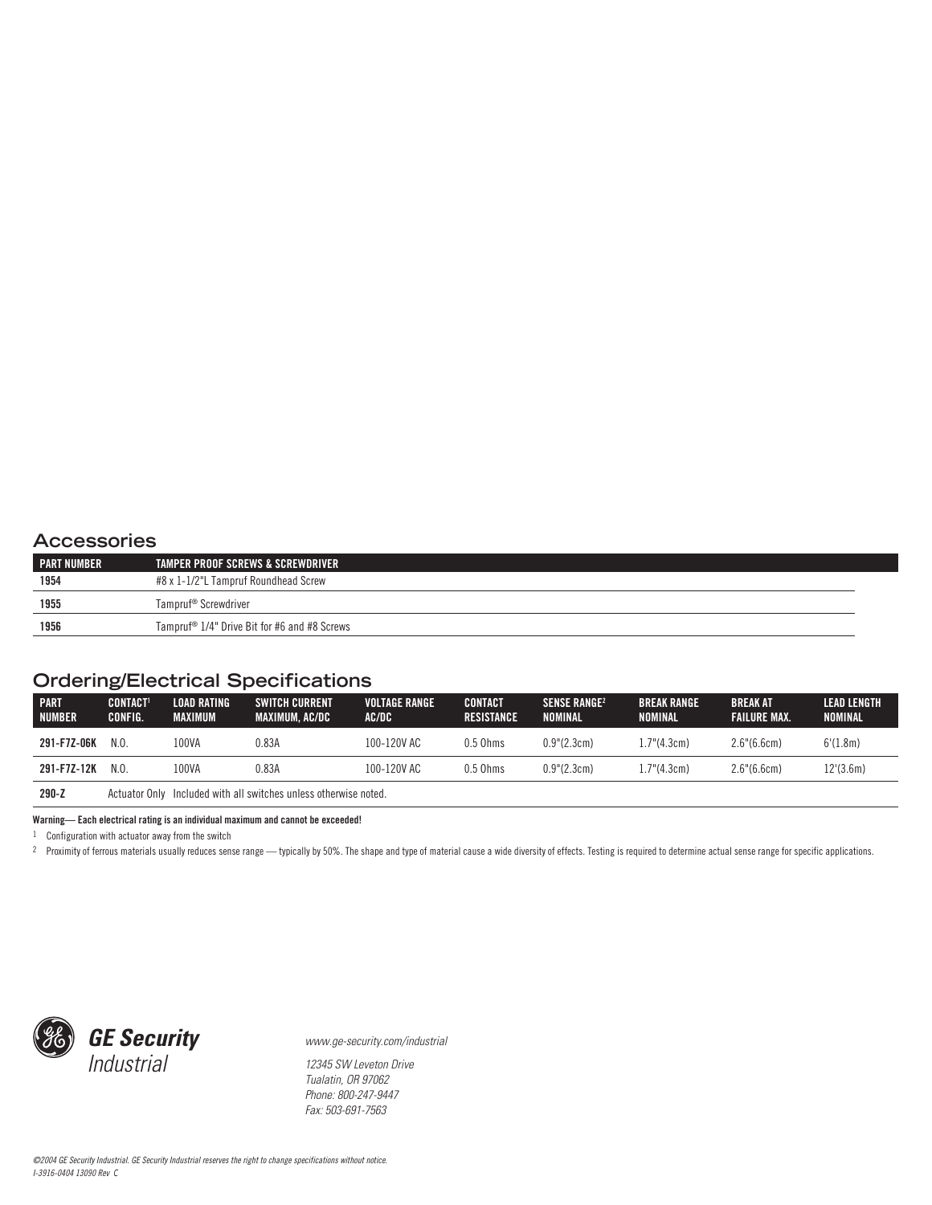## Accessories

| PART NUMBER | TAMPER PROOF SCREWS & SCREWDRIVER |
|---|---|
| 1954 | #8 x 1-1/2"L Tampruf Roundhead Screw |
| 1955 | Tampruf® Screwdriver |
| 1956 | Tampruf® 1/4" Drive Bit for #6 and #8 Screws |

## Ordering/Electrical Specifications

| PART NUMBER | CONTACT[1] CONFIG. | LOAD RATING MAXIMUM | SWITCH CURRENT MAXIMUM, AC/DC | VOLTAGE RANGE AC/DC | CONTACT RESISTANCE | SENSE RANGE[2] NOMINAL | BREAK RANGE NOMINAL | BREAK AT FAILURE MAX. | LEAD LENGTH NOMINAL |
|---|---|---|---|---|---|---|---|---|---|
| 291-F7Z-06K | N.O. | 100VA | 0.83A | 100-120V AC | 0.5 Ohms | 0.9"(2.3cm) | 1.7"(4.3cm) | 2.6"(6.6cm) | 6'(1.8m) |
| 291-F7Z-12K | N.O. | 100VA | 0.83A | 100-120V AC | 0.5 Ohms | 0.9"(2.3cm) | 1.7"(4.3cm) | 2.6"(6.6cm) | 12'(3.6m) |
| 290-Z | Actuator Only | Included with all switches unless otherwise noted. | | | | | | | |

**Warning— Each electrical rating is an individual maximum and cannot be exceeded!**

[1] Configuration with actuator away from the switch

[2] Proximity of ferrous materials usually reduces sense range — typically by 50%. The shape and type of material cause a wide diversity of effects. Testing is required to determine actual sense range for specific applications.

**GE Security**
*Industrial*

*www.ge-security.com/industrial*

*12345 SW Leveton Drive*
*Tualatin, OR 97062*
*Phone: 800-247-9447*
*Fax: 503-691-7563*

*©2004 GE Security Industrial. GE Security Industrial reserves the right to change specifications without notice.*
*I-3916-0404 13090 Rev C*